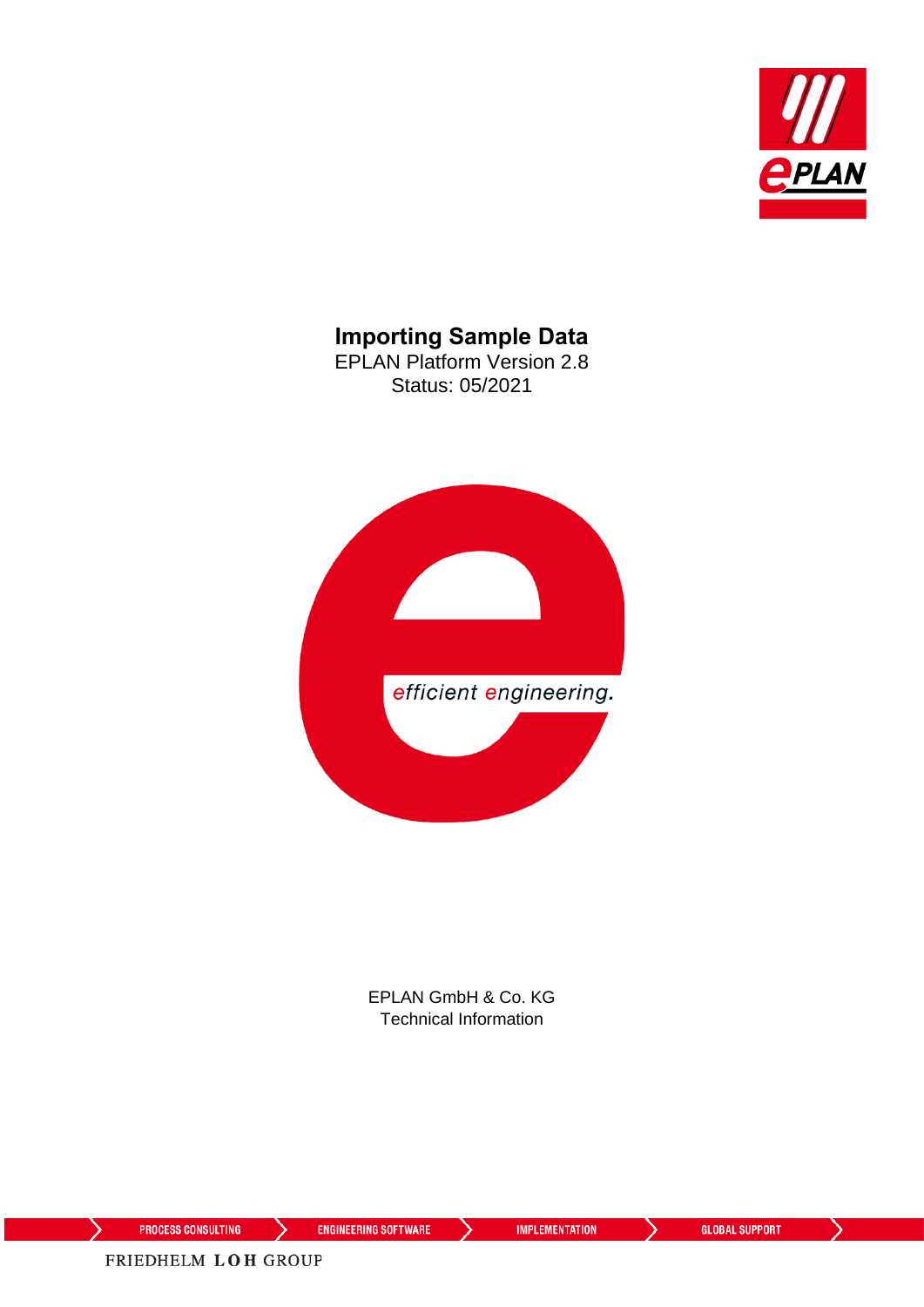# Importing Sample Data

EPLAN Platform Version 2.8

Status: 05/2021

efficient engineering.

EPLAN GmbH & Co. KG

Technical Information

PROCESS CONSULTING | ENGINEERING SOFTWARE | IMPLEMENTATION | GLOBAL SUPPORT

FRIEDHELM LOH GROUP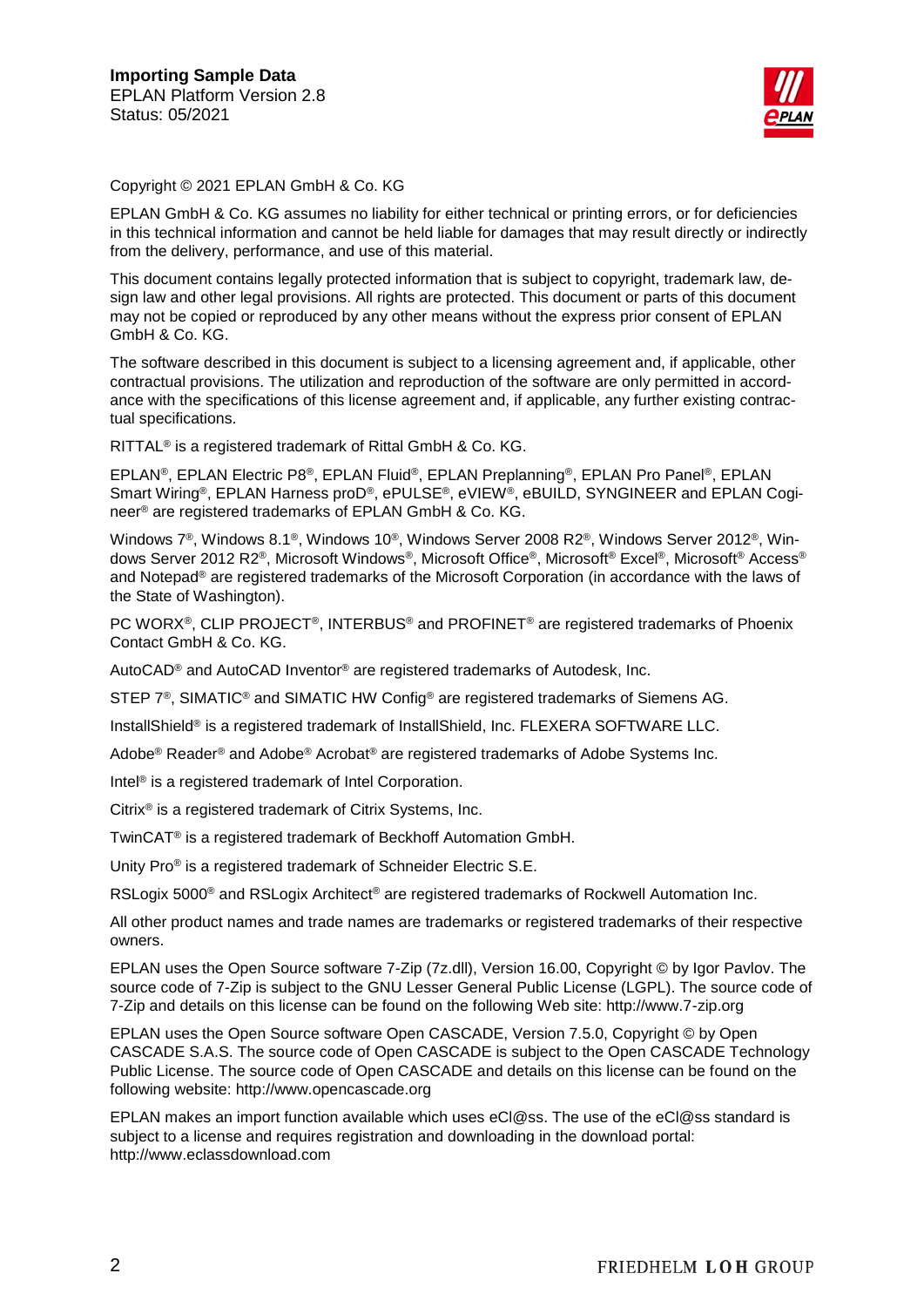Copyright © 2021 EPLAN GmbH & Co. KG

EPLAN GmbH & Co. KG assumes no liability for either technical or printing errors, or for deficiencies in this technical information and cannot be held liable for damages that may result directly or indirectly from the delivery, performance, and use of this material.

This document contains legally protected information that is subject to copyright, trademark law, design law and other legal provisions. All rights are protected. This document or parts of this document may not be copied or reproduced by any other means without the express prior consent of EPLAN GmbH & Co. KG.

The software described in this document is subject to a licensing agreement and, if applicable, other contractual provisions. The utilization and reproduction of the software are only permitted in accordance with the specifications of this license agreement and, if applicable, any further existing contractual specifications.

RITTAL® is a registered trademark of Rittal GmbH & Co. KG.

EPLAN®, EPLAN Electric P8®, EPLAN Fluid®, EPLAN Preplanning®, EPLAN Pro Panel®, EPLAN Smart Wiring®, EPLAN Harness proD®, ePULSE®, eVIEW®, eBUILD, SYNGINEER and EPLAN Cogineer® are registered trademarks of EPLAN GmbH & Co. KG.

Windows 7®, Windows 8.1®, Windows 10®, Windows Server 2008 R2®, Windows Server 2012®, Windows Server 2012 R2®, Microsoft Windows®, Microsoft Office®, Microsoft® Excel®, Microsoft® Access® and Notepad® are registered trademarks of the Microsoft Corporation (in accordance with the laws of the State of Washington).

PC WORX®, CLIP PROJECT®, INTERBUS® and PROFINET® are registered trademarks of Phoenix Contact GmbH & Co. KG.

AutoCAD® and AutoCAD Inventor® are registered trademarks of Autodesk, Inc.

STEP 7®, SIMATIC® and SIMATIC HW Config® are registered trademarks of Siemens AG.

InstallShield® is a registered trademark of InstallShield, Inc. FLEXERA SOFTWARE LLC.

Adobe® Reader® and Adobe® Acrobat® are registered trademarks of Adobe Systems Inc.

Intel® is a registered trademark of Intel Corporation.

Citrix® is a registered trademark of Citrix Systems, Inc.

TwinCAT® is a registered trademark of Beckhoff Automation GmbH.

Unity Pro® is a registered trademark of Schneider Electric S.E.

RSLogix 5000® and RSLogix Architect® are registered trademarks of Rockwell Automation Inc.

All other product names and trade names are trademarks or registered trademarks of their respective owners.

EPLAN uses the Open Source software 7-Zip (7z.dll), Version 16.00, Copyright © by Igor Pavlov. The source code of 7-Zip is subject to the GNU Lesser General Public License (LGPL). The source code of 7-Zip and details on this license can be found on the following Web site: http://www.7-zip.org

EPLAN uses the Open Source software Open CASCADE, Version 7.5.0, Copyright © by Open CASCADE S.A.S. The source code of Open CASCADE is subject to the Open CASCADE Technology Public License. The source code of Open CASCADE and details on this license can be found on the following website: http://www.opencascade.org

EPLAN makes an import function available which uses eCl@ss. The use of the eCl@ss standard is subject to a license and requires registration and downloading in the download portal: http://www.eclassdownload.com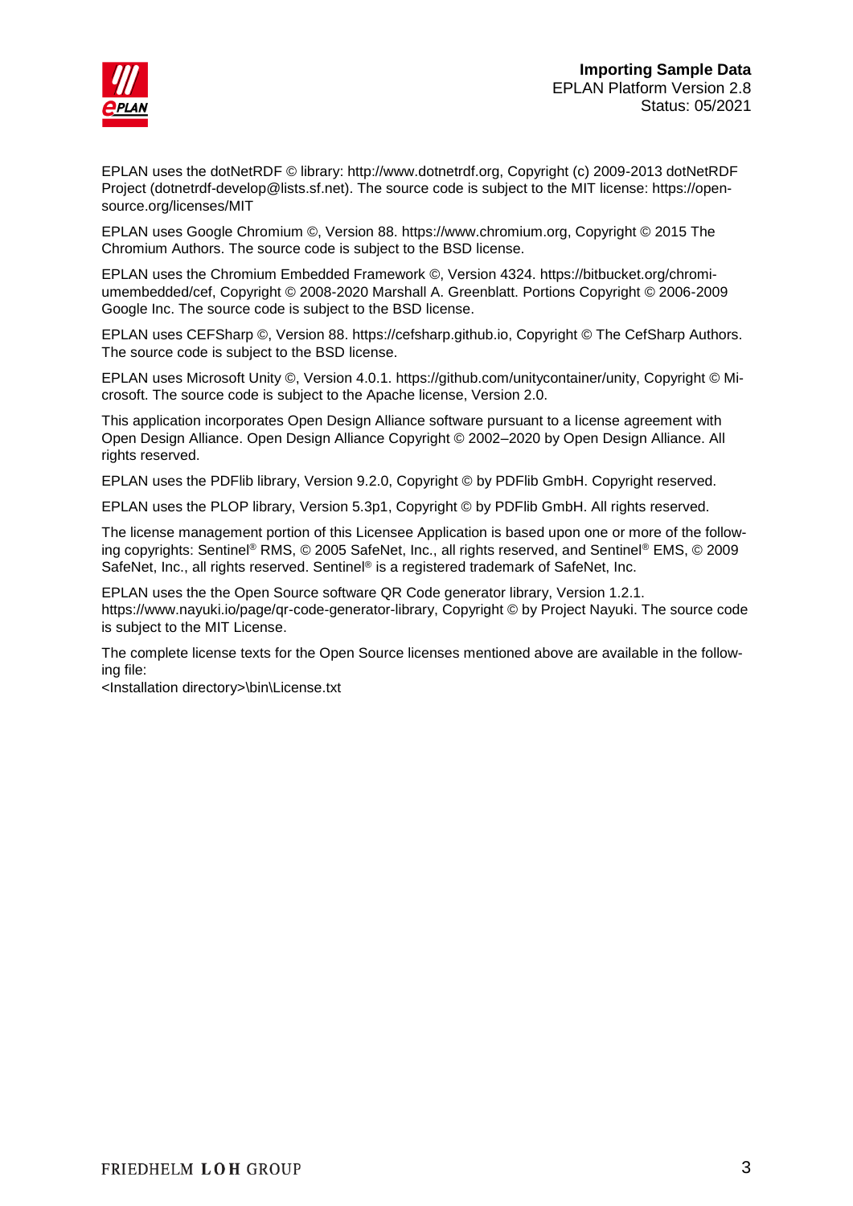EPLAN uses the dotNetRDF © library: http://www.dotnetrdf.org, Copyright (c) 2009-2013 dotNetRDF Project (dotnetrdf-develop@lists.sf.net). The source code is subject to the MIT license: https://opensource.org/licenses/MIT

EPLAN uses Google Chromium ©, Version 88. https://www.chromium.org, Copyright © 2015 The Chromium Authors. The source code is subject to the BSD license.

EPLAN uses the Chromium Embedded Framework ©, Version 4324. https://bitbucket.org/chromiumembedded/cef, Copyright © 2008-2020 Marshall A. Greenblatt. Portions Copyright © 2006-2009 Google Inc. The source code is subject to the BSD license.

EPLAN uses CEFSharp ©, Version 88. https://cefsharp.github.io, Copyright © The CefSharp Authors. The source code is subject to the BSD license.

EPLAN uses Microsoft Unity ©, Version 4.0.1. https://github.com/unitycontainer/unity, Copyright © Microsoft. The source code is subject to the Apache license, Version 2.0.

This application incorporates Open Design Alliance software pursuant to a license agreement with Open Design Alliance. Open Design Alliance Copyright © 2002–2020 by Open Design Alliance. All rights reserved.

EPLAN uses the PDFlib library, Version 9.2.0, Copyright © by PDFlib GmbH. Copyright reserved.

EPLAN uses the PLOP library, Version 5.3p1, Copyright © by PDFlib GmbH. All rights reserved.

The license management portion of this Licensee Application is based upon one or more of the following copyrights: Sentinel® RMS, © 2005 SafeNet, Inc., all rights reserved, and Sentinel® EMS, © 2009 SafeNet, Inc., all rights reserved. Sentinel® is a registered trademark of SafeNet, Inc.

EPLAN uses the the Open Source software QR Code generator library, Version 1.2.1. https://www.nayuki.io/page/qr-code-generator-library, Copyright © by Project Nayuki. The source code is subject to the MIT License.

The complete license texts for the Open Source licenses mentioned above are available in the following file:
<Installation directory>\bin\License.txt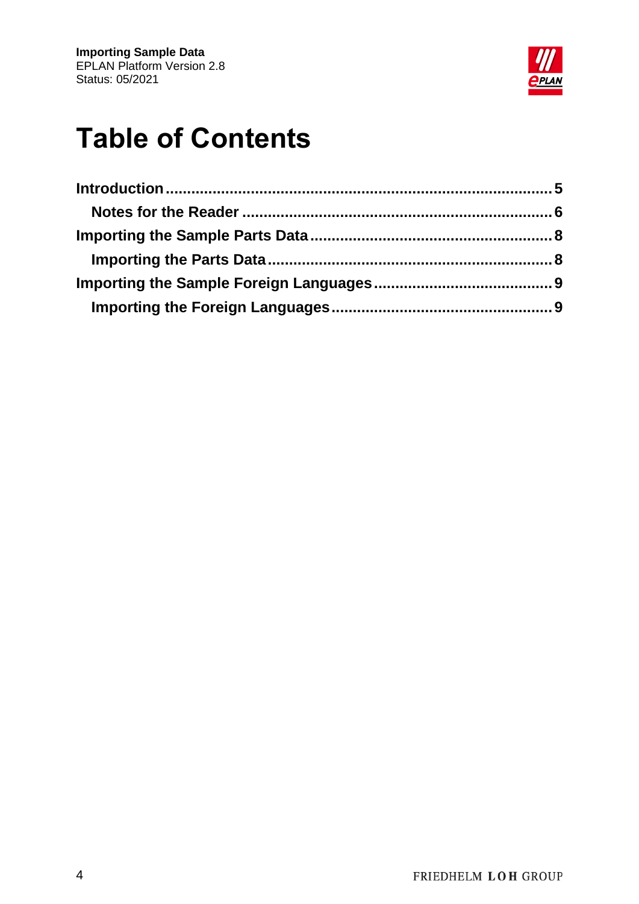# Table of Contents

**Introduction** ........................................................................................ **5**

  **Notes for the Reader** ........................................................................ **6**

**Importing the Sample Parts Data** ........................................................ **8**

  **Importing the Parts Data** .................................................................. **8**

**Importing the Sample Foreign Languages** .......................................... **9**

  **Importing the Foreign Languages** .................................................... **9**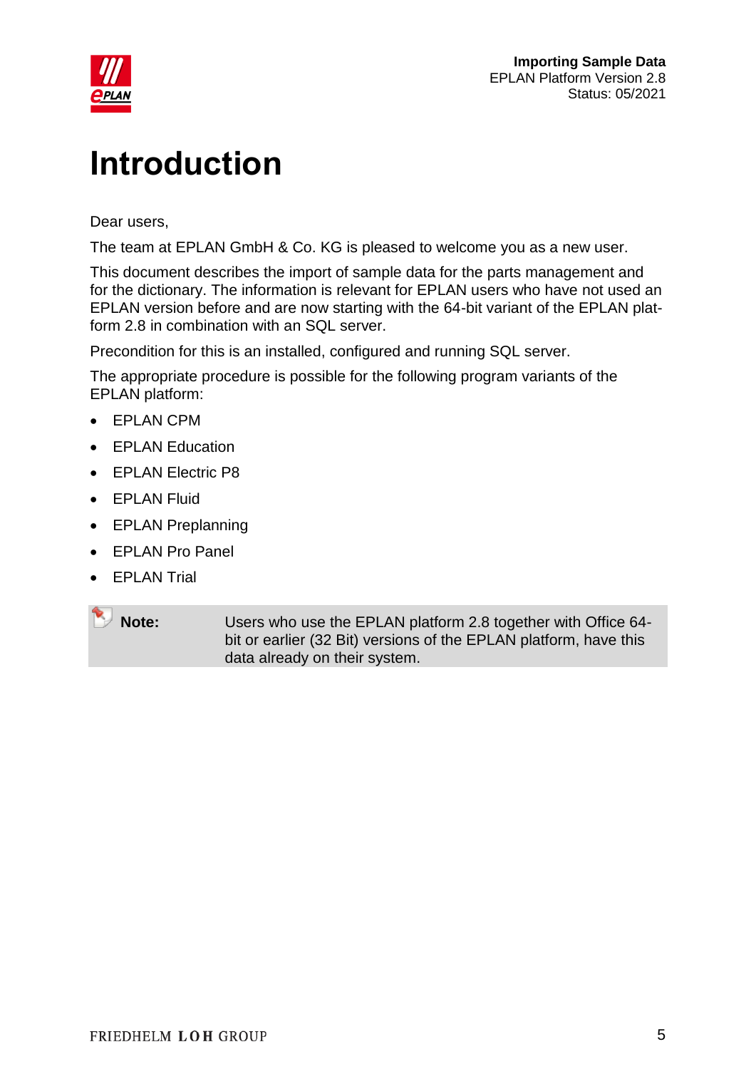# Introduction

Dear users,

The team at EPLAN GmbH & Co. KG is pleased to welcome you as a new user.

This document describes the import of sample data for the parts management and for the dictionary. The information is relevant for EPLAN users who have not used an EPLAN version before and are now starting with the 64-bit variant of the EPLAN platform 2.8 in combination with an SQL server.

Precondition for this is an installed, configured and running SQL server.

The appropriate procedure is possible for the following program variants of the EPLAN platform:

- EPLAN CPM
- EPLAN Education
- EPLAN Electric P8
- EPLAN Fluid
- EPLAN Preplanning
- EPLAN Pro Panel
- EPLAN Trial

**Note:** Users who use the EPLAN platform 2.8 together with Office 64-bit or earlier (32 Bit) versions of the EPLAN platform, have this data already on their system.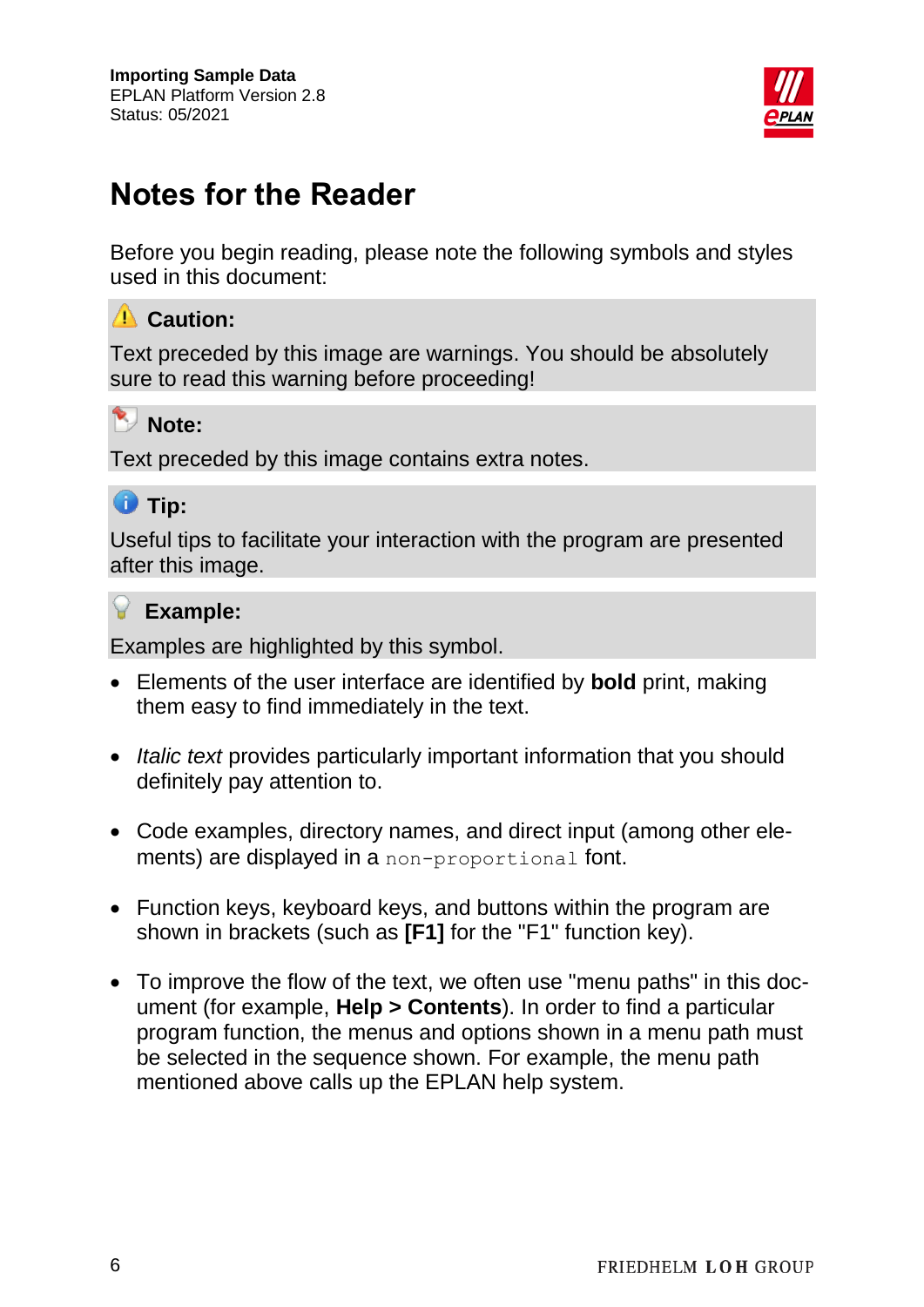# Notes for the Reader

Before you begin reading, please note the following symbols and styles used in this document:

**Caution:**

Text preceded by this image are warnings. You should be absolutely sure to read this warning before proceeding!

**Note:**

Text preceded by this image contains extra notes.

**Tip:**

Useful tips to facilitate your interaction with the program are presented after this image.

**Example:**

Examples are highlighted by this symbol.

- Elements of the user interface are identified by **bold** print, making them easy to find immediately in the text.
- *Italic text* provides particularly important information that you should definitely pay attention to.
- Code examples, directory names, and direct input (among other elements) are displayed in a `non-proportional` font.
- Function keys, keyboard keys, and buttons within the program are shown in brackets (such as **[F1]** for the "F1" function key).
- To improve the flow of the text, we often use "menu paths" in this document (for example, **Help > Contents**). In order to find a particular program function, the menus and options shown in a menu path must be selected in the sequence shown. For example, the menu path mentioned above calls up the EPLAN help system.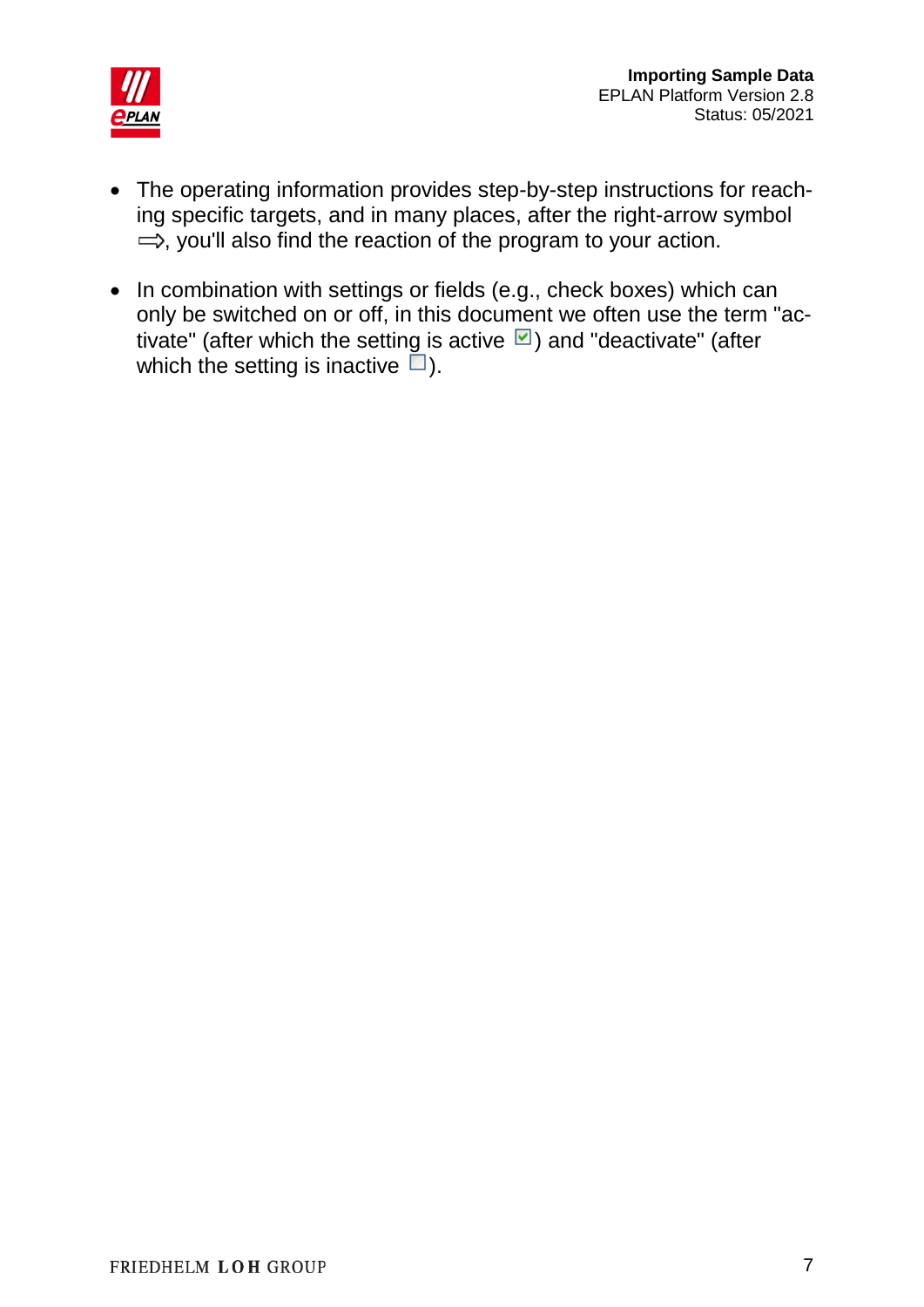- The operating information provides step-by-step instructions for reaching specific targets, and in many places, after the right-arrow symbol ⇨, you'll also find the reaction of the program to your action.

- In combination with settings or fields (e.g., check boxes) which can only be switched on or off, in this document we often use the term "activate" (after which the setting is active ☑) and "deactivate" (after which the setting is inactive ☐).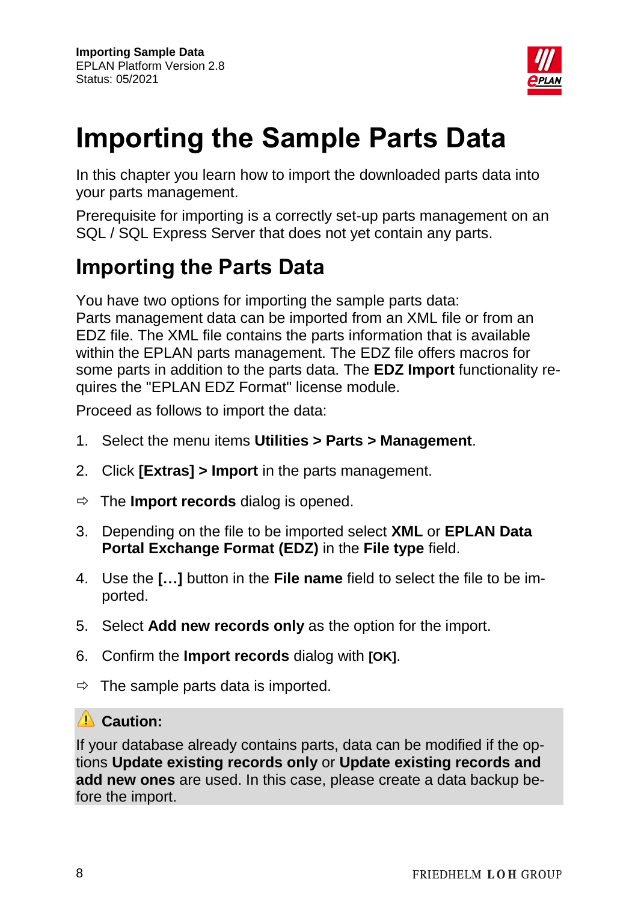# Importing the Sample Parts Data

In this chapter you learn how to import the downloaded parts data into your parts management.

Prerequisite for importing is a correctly set-up parts management on an SQL / SQL Express Server that does not yet contain any parts.

## Importing the Parts Data

You have two options for importing the sample parts data:
Parts management data can be imported from an XML file or from an EDZ file. The XML file contains the parts information that is available within the EPLAN parts management. The EDZ file offers macros for some parts in addition to the parts data. The **EDZ Import** functionality requires the "EPLAN EDZ Format" license module.

Proceed as follows to import the data:

1. Select the menu items **Utilities > Parts > Management**.
2. Click **[Extras] > Import** in the parts management.

⇨ The **Import records** dialog is opened.

3. Depending on the file to be imported select **XML** or **EPLAN Data Portal Exchange Format (EDZ)** in the **File type** field.
4. Use the **[…]** button in the **File name** field to select the file to be imported.
5. Select **Add new records only** as the option for the import.
6. Confirm the **Import records** dialog with **[OK]**.

⇨ The sample parts data is imported.

> ⚠ **Caution:**
>
> If your database already contains parts, data can be modified if the options **Update existing records only** or **Update existing records and add new ones** are used. In this case, please create a data backup before the import.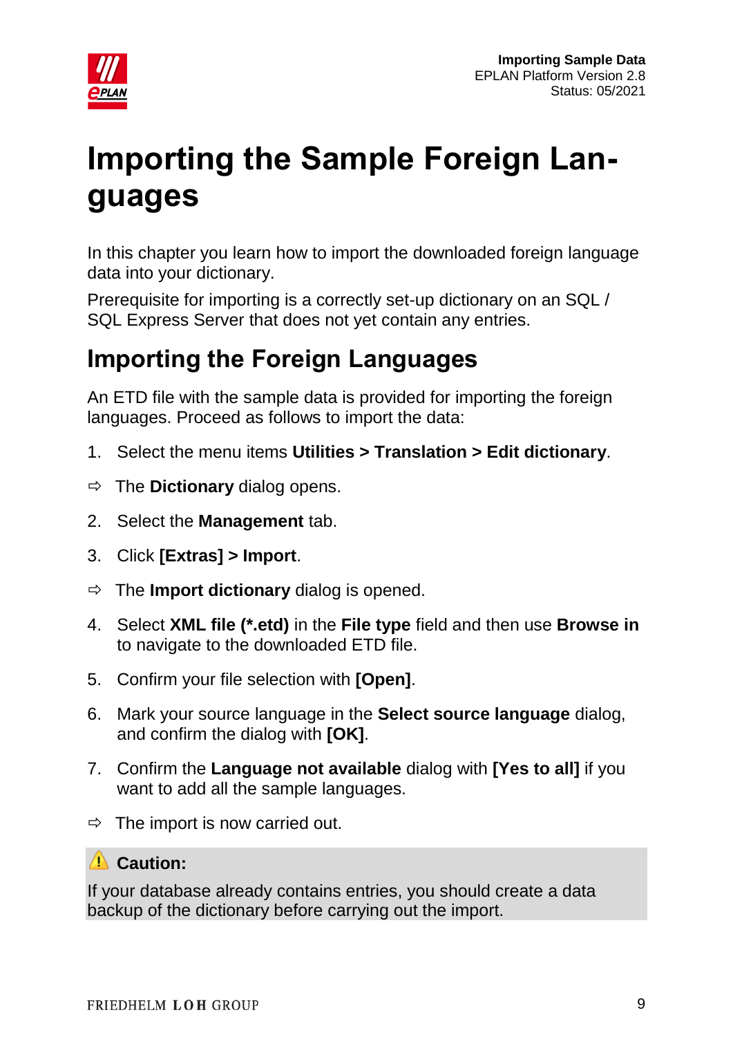# Importing the Sample Foreign Languages

In this chapter you learn how to import the downloaded foreign language data into your dictionary.

Prerequisite for importing is a correctly set-up dictionary on an SQL / SQL Express Server that does not yet contain any entries.

## Importing the Foreign Languages

An ETD file with the sample data is provided for importing the foreign languages. Proceed as follows to import the data:

1. Select the menu items **Utilities > Translation > Edit dictionary**.

⇨ The **Dictionary** dialog opens.

2. Select the **Management** tab.
3. Click **[Extras] > Import**.

⇨ The **Import dictionary** dialog is opened.

4. Select **XML file (*.etd)** in the **File type** field and then use **Browse in** to navigate to the downloaded ETD file.
5. Confirm your file selection with **[Open]**.
6. Mark your source language in the **Select source language** dialog, and confirm the dialog with **[OK]**.
7. Confirm the **Language not available** dialog with **[Yes to all]** if you want to add all the sample languages.

⇨ The import is now carried out.

> ⚠ **Caution:**
>
> If your database already contains entries, you should create a data backup of the dictionary before carrying out the import.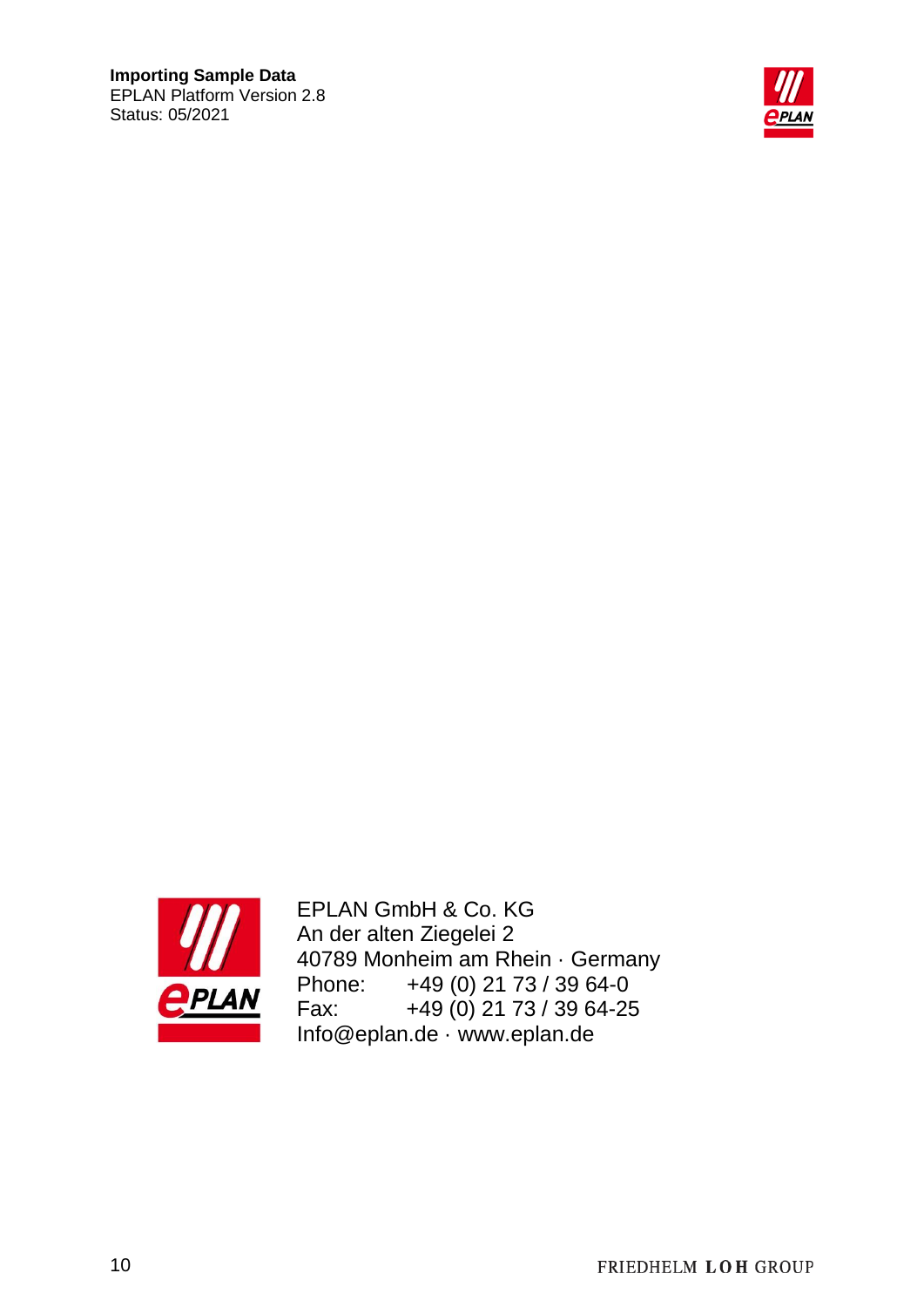EPLAN GmbH & Co. KG
An der alten Ziegelei 2
40789 Monheim am Rhein · Germany
Phone: +49 (0) 21 73 / 39 64-0
Fax: +49 (0) 21 73 / 39 64-25
Info@eplan.de · www.eplan.de